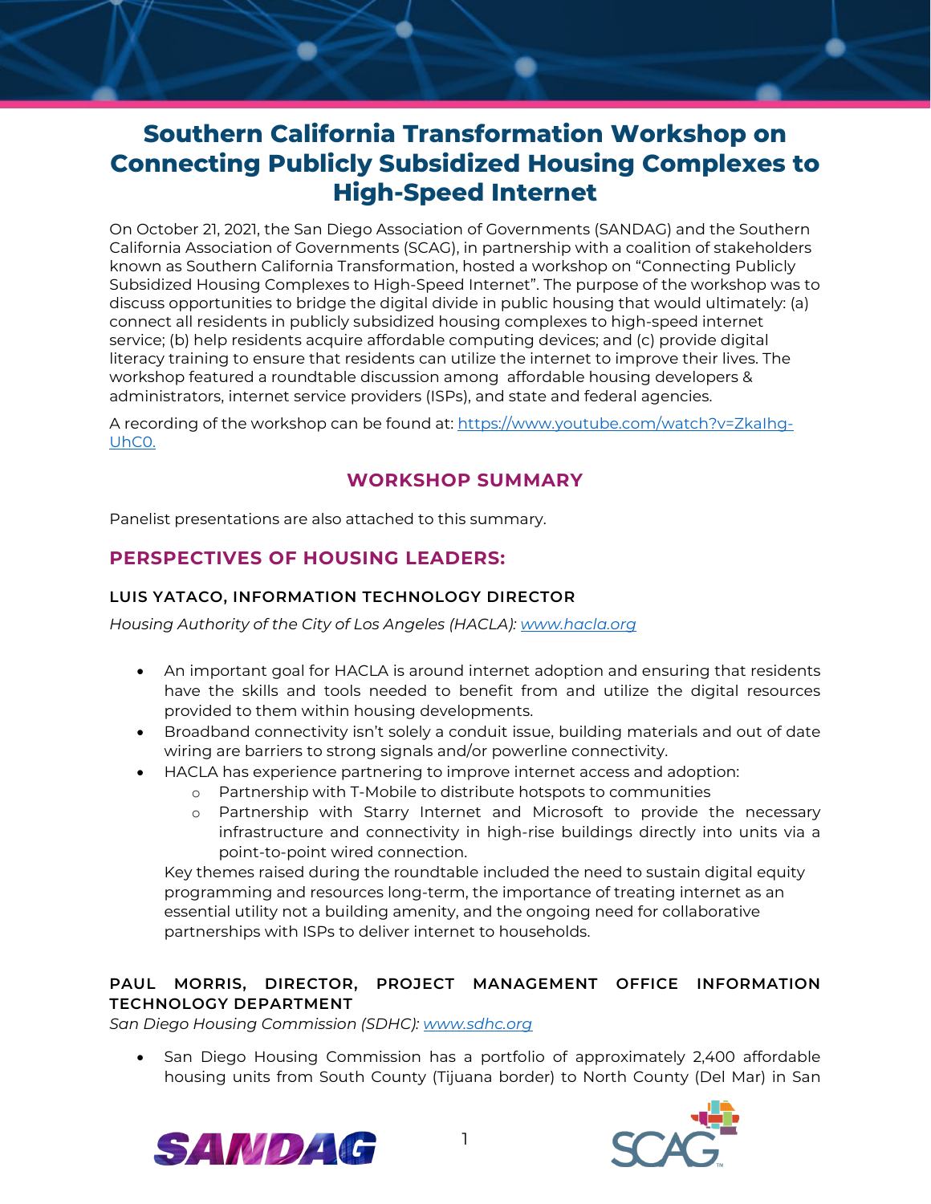# Southern California Transformation Workshop on Connecting Publicly Subsidized Housing Complexes to High-Speed Internet

On October 21, 2021, the San Diego Association of Governments (SANDAG) and the Southern California Association of Governments (SCAG), in partnership with a coalition of stakeholders known as Southern California Transformation, hosted a workshop on "Connecting Publicly Subsidized Housing Complexes to High-Speed Internet". The purpose of the workshop was to discuss opportunities to bridge the digital divide in public housing that would ultimately: (a) connect all residents in publicly subsidized housing complexes to high-speed internet service; (b) help residents acquire affordable computing devices; and (c) provide digital literacy training to ensure that residents can utilize the internet to improve their lives. The workshop featured a roundtable discussion among affordable housing developers & administrators, internet service providers (ISPs), and state and federal agencies.

A recording of the workshop can be found at: https://www.youtube.com/watch?v=ZkaIhg-UhC0.

## WORKSHOP SUMMARY

Panelist presentations are also attached to this summary.

## PERSPECTIVES OF HOUSING LEADERS:

### LUIS YATACO, INFORMATION TECHNOLOGY DIRECTOR

*Housing Authority of the City of Los Angeles (HACLA): www.hacla.org*

- An important goal for HACLA is around internet adoption and ensuring that residents have the skills and tools needed to benefit from and utilize the digital resources provided to them within housing developments.
- Broadband connectivity isn't solely a conduit issue, building materials and out of date wiring are barriers to strong signals and/or powerline connectivity.
- HACLA has experience partnering to improve internet access and adoption:
  - Partnership with T-Mobile to distribute hotspots to communities
  - Partnership with Starry Internet and Microsoft to provide the necessary infrastructure and connectivity in high-rise buildings directly into units via a point-to-point wired connection.

  Key themes raised during the roundtable included the need to sustain digital equity programming and resources long-term, the importance of treating internet as an essential utility not a building amenity, and the ongoing need for collaborative partnerships with ISPs to deliver internet to households.

### PAUL MORRIS, DIRECTOR, PROJECT MANAGEMENT OFFICE INFORMATION TECHNOLOGY DEPARTMENT

*San Diego Housing Commission (SDHC): www.sdhc.org*

- San Diego Housing Commission has a portfolio of approximately 2,400 affordable housing units from South County (Tijuana border) to North County (Del Mar) in San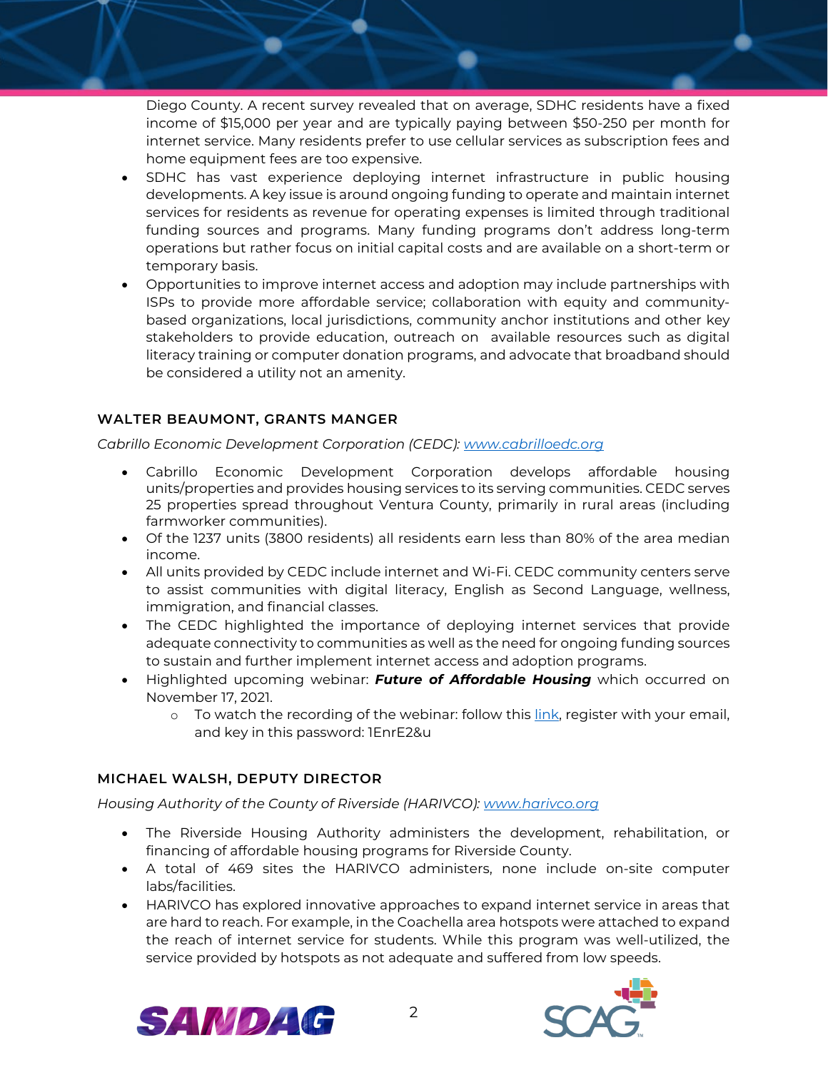Diego County. A recent survey revealed that on average, SDHC residents have a fixed income of $15,000 per year and are typically paying between $50-250 per month for internet service. Many residents prefer to use cellular services as subscription fees and home equipment fees are too expensive.

- SDHC has vast experience deploying internet infrastructure in public housing developments. A key issue is around ongoing funding to operate and maintain internet services for residents as revenue for operating expenses is limited through traditional funding sources and programs. Many funding programs don't address long-term operations but rather focus on initial capital costs and are available on a short-term or temporary basis.
- Opportunities to improve internet access and adoption may include partnerships with ISPs to provide more affordable service; collaboration with equity and community-based organizations, local jurisdictions, community anchor institutions and other key stakeholders to provide education, outreach on available resources such as digital literacy training or computer donation programs, and advocate that broadband should be considered a utility not an amenity.

#### WALTER BEAUMONT, GRANTS MANGER

*Cabrillo Economic Development Corporation (CEDC): [www.cabrilloedc.org](www.cabrilloedc.org)*

- Cabrillo Economic Development Corporation develops affordable housing units/properties and provides housing services to its serving communities. CEDC serves 25 properties spread throughout Ventura County, primarily in rural areas (including farmworker communities).
- Of the 1237 units (3800 residents) all residents earn less than 80% of the area median income.
- All units provided by CEDC include internet and Wi-Fi. CEDC community centers serve to assist communities with digital literacy, English as Second Language, wellness, immigration, and financial classes.
- The CEDC highlighted the importance of deploying internet services that provide adequate connectivity to communities as well as the need for ongoing funding sources to sustain and further implement internet access and adoption programs.
- Highlighted upcoming webinar: ***Future of Affordable Housing*** which occurred on November 17, 2021.
    - To watch the recording of the webinar: follow this link, register with your email, and key in this password: 1EnrE2&u

#### MICHAEL WALSH, DEPUTY DIRECTOR

*Housing Authority of the County of Riverside (HARIVCO): [www.harivco.org](www.harivco.org)*

- The Riverside Housing Authority administers the development, rehabilitation, or financing of affordable housing programs for Riverside County.
- A total of 469 sites the HARIVCO administers, none include on-site computer labs/facilities.
- HARIVCO has explored innovative approaches to expand internet service in areas that are hard to reach. For example, in the Coachella area hotspots were attached to expand the reach of internet service for students. While this program was well-utilized, the service provided by hotspots as not adequate and suffered from low speeds.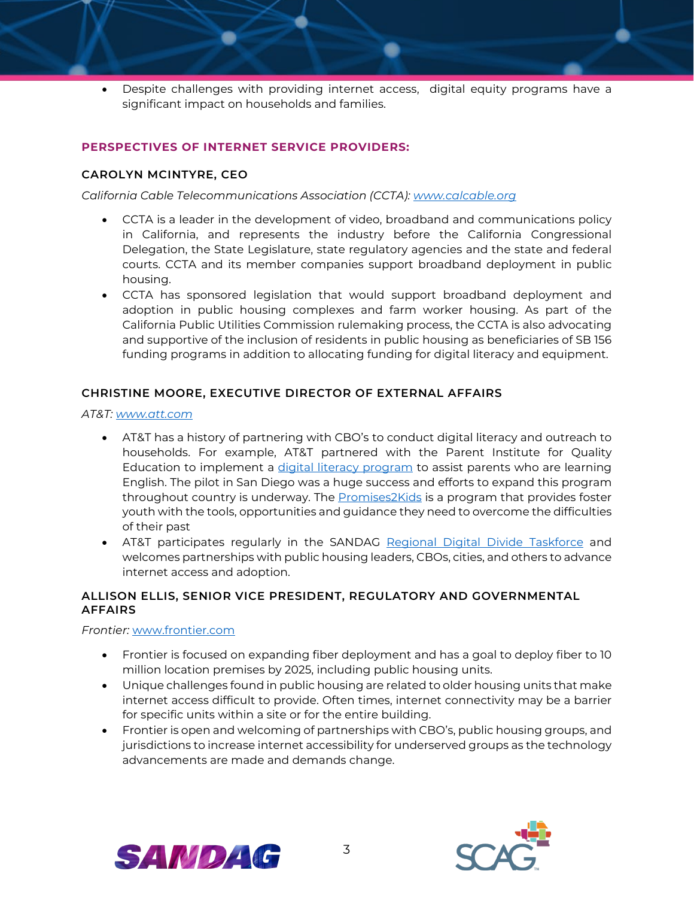- Despite challenges with providing internet access, digital equity programs have a significant impact on households and families.

## PERSPECTIVES OF INTERNET SERVICE PROVIDERS:

### CAROLYN MCINTYRE, CEO

*California Cable Telecommunications Association (CCTA): [www.calcable.org](www.calcable.org)*

- CCTA is a leader in the development of video, broadband and communications policy in California, and represents the industry before the California Congressional Delegation, the State Legislature, state regulatory agencies and the state and federal courts. CCTA and its member companies support broadband deployment in public housing.
- CCTA has sponsored legislation that would support broadband deployment and adoption in public housing complexes and farm worker housing. As part of the California Public Utilities Commission rulemaking process, the CCTA is also advocating and supportive of the inclusion of residents in public housing as beneficiaries of SB 156 funding programs in addition to allocating funding for digital literacy and equipment.

### CHRISTINE MOORE, EXECUTIVE DIRECTOR OF EXTERNAL AFFAIRS

*AT&T: [www.att.com](www.att.com)*

- AT&T has a history of partnering with CBO's to conduct digital literacy and outreach to households. For example, AT&T partnered with the Parent Institute for Quality Education to implement a digital literacy program to assist parents who are learning English. The pilot in San Diego was a huge success and efforts to expand this program throughout country is underway. The Promises2Kids is a program that provides foster youth with the tools, opportunities and guidance they need to overcome the difficulties of their past
- AT&T participates regularly in the SANDAG Regional Digital Divide Taskforce and welcomes partnerships with public housing leaders, CBOs, cities, and others to advance internet access and adoption.

### ALLISON ELLIS, SENIOR VICE PRESIDENT, REGULATORY AND GOVERNMENTAL AFFAIRS

*Frontier: [www.frontier.com](www.frontier.com)*

- Frontier is focused on expanding fiber deployment and has a goal to deploy fiber to 10 million location premises by 2025, including public housing units.
- Unique challenges found in public housing are related to older housing units that make internet access difficult to provide. Often times, internet connectivity may be a barrier for specific units within a site or for the entire building.
- Frontier is open and welcoming of partnerships with CBO's, public housing groups, and jurisdictions to increase internet accessibility for underserved groups as the technology advancements are made and demands change.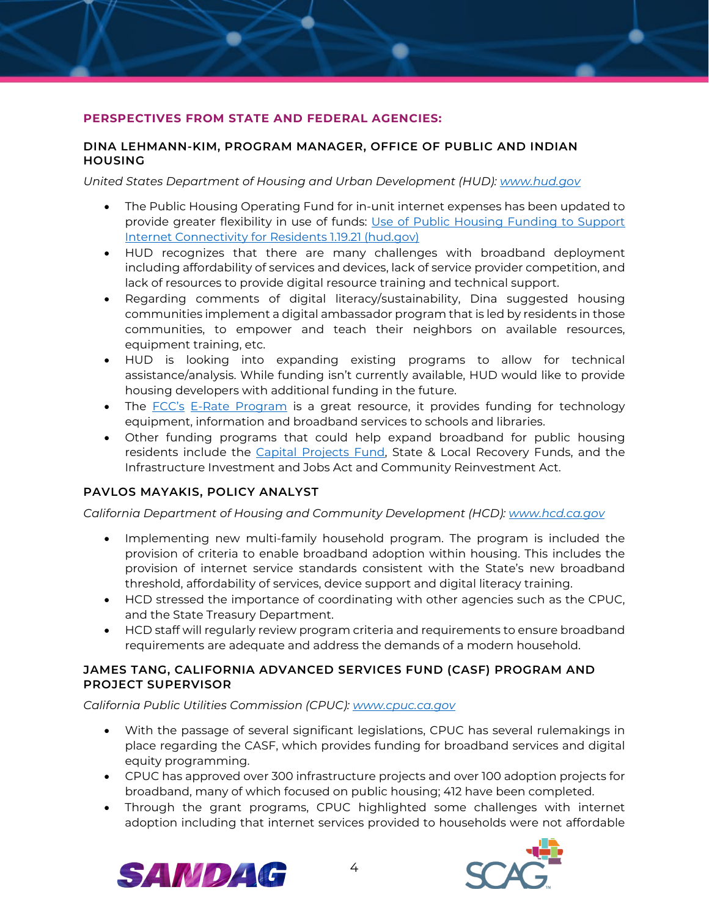## PERSPECTIVES FROM STATE AND FEDERAL AGENCIES:

### DINA LEHMANN-KIM, PROGRAM MANAGER, OFFICE OF PUBLIC AND INDIAN HOUSING

*United States Department of Housing and Urban Development (HUD): www.hud.gov*

- The Public Housing Operating Fund for in-unit internet expenses has been updated to provide greater flexibility in use of funds: Use of Public Housing Funding to Support Internet Connectivity for Residents 1.19.21 (hud.gov)
- HUD recognizes that there are many challenges with broadband deployment including affordability of services and devices, lack of service provider competition, and lack of resources to provide digital resource training and technical support.
- Regarding comments of digital literacy/sustainability, Dina suggested housing communities implement a digital ambassador program that is led by residents in those communities, to empower and teach their neighbors on available resources, equipment training, etc.
- HUD is looking into expanding existing programs to allow for technical assistance/analysis. While funding isn't currently available, HUD would like to provide housing developers with additional funding in the future.
- The FCC's E-Rate Program is a great resource, it provides funding for technology equipment, information and broadband services to schools and libraries.
- Other funding programs that could help expand broadband for public housing residents include the Capital Projects Fund, State & Local Recovery Funds, and the Infrastructure Investment and Jobs Act and Community Reinvestment Act.

### PAVLOS MAYAKIS, POLICY ANALYST

*California Department of Housing and Community Development (HCD): www.hcd.ca.gov*

- Implementing new multi-family household program. The program is included the provision of criteria to enable broadband adoption within housing. This includes the provision of internet service standards consistent with the State's new broadband threshold, affordability of services, device support and digital literacy training.
- HCD stressed the importance of coordinating with other agencies such as the CPUC, and the State Treasury Department.
- HCD staff will regularly review program criteria and requirements to ensure broadband requirements are adequate and address the demands of a modern household.

### JAMES TANG, CALIFORNIA ADVANCED SERVICES FUND (CASF) PROGRAM AND PROJECT SUPERVISOR

*California Public Utilities Commission (CPUC): www.cpuc.ca.gov*

- With the passage of several significant legislations, CPUC has several rulemakings in place regarding the CASF, which provides funding for broadband services and digital equity programming.
- CPUC has approved over 300 infrastructure projects and over 100 adoption projects for broadband, many of which focused on public housing; 412 have been completed.
- Through the grant programs, CPUC highlighted some challenges with internet adoption including that internet services provided to households were not affordable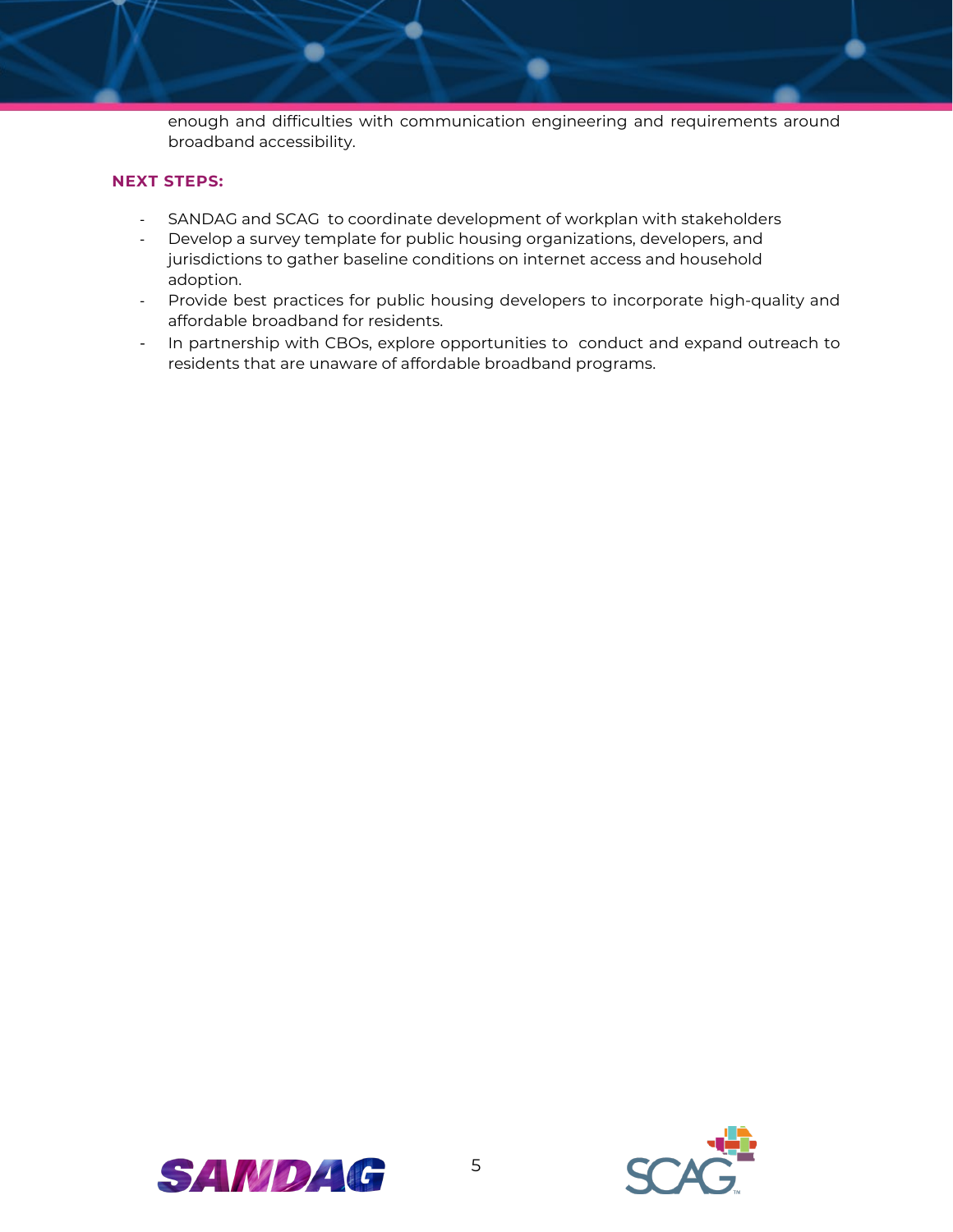enough and difficulties with communication engineering and requirements around broadband accessibility.

**NEXT STEPS:**

- SANDAG and SCAG to coordinate development of workplan with stakeholders
- Develop a survey template for public housing organizations, developers, and jurisdictions to gather baseline conditions on internet access and household adoption.
- Provide best practices for public housing developers to incorporate high-quality and affordable broadband for residents.
- In partnership with CBOs, explore opportunities to conduct and expand outreach to residents that are unaware of affordable broadband programs.